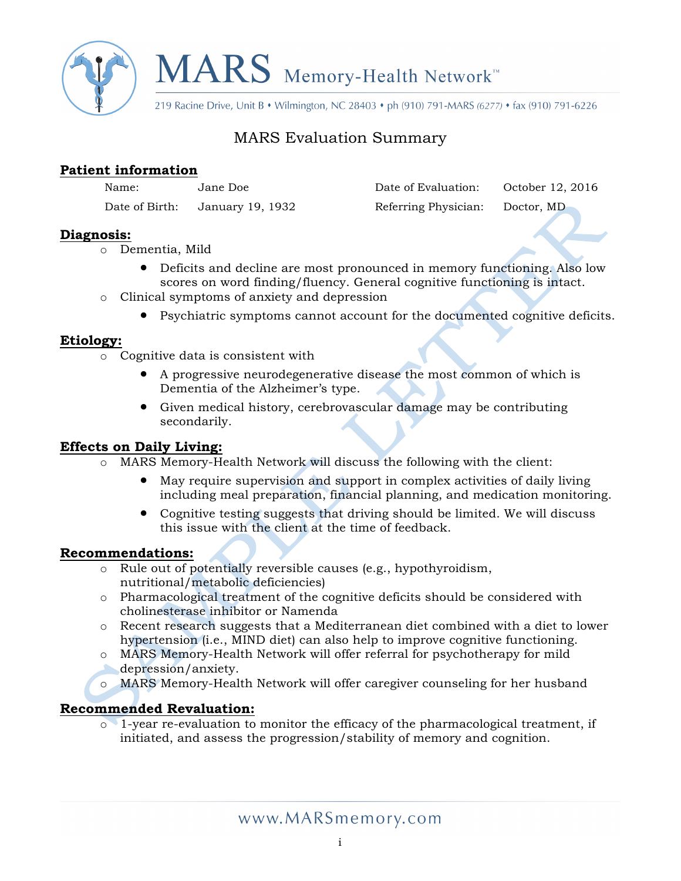# MARS Memory-Health Network™

219 Racine Drive, Unit B • Wilmington, NC 28403 • ph (910) 791-MARS *(6277)* • fax (910) 791-6226

## MARS Evaluation Summary

### Patient information

| | | | |
|---|---|---|---|
| Name: | Jane Doe | Date of Evaluation: | October 12, 2016 |
| Date of Birth: | January 19, 1932 | Referring Physician: | Doctor, MD |

### Diagnosis:

- Dementia, Mild
  - Deficits and decline are most pronounced in memory functioning. Also low scores on word finding/fluency. General cognitive functioning is intact.
- Clinical symptoms of anxiety and depression
  - Psychiatric symptoms cannot account for the documented cognitive deficits.

### Etiology:

- Cognitive data is consistent with
  - A progressive neurodegenerative disease the most common of which is Dementia of the Alzheimer's type.
  - Given medical history, cerebrovascular damage may be contributing secondarily.

### Effects on Daily Living:

- MARS Memory-Health Network will discuss the following with the client:
  - May require supervision and support in complex activities of daily living including meal preparation, financial planning, and medication monitoring.
  - Cognitive testing suggests that driving should be limited. We will discuss this issue with the client at the time of feedback.

### Recommendations:

- Rule out of potentially reversible causes (e.g., hypothyroidism, nutritional/metabolic deficiencies)
- Pharmacological treatment of the cognitive deficits should be considered with cholinesterase inhibitor or Namenda
- Recent research suggests that a Mediterranean diet combined with a diet to lower hypertension (i.e., MIND diet) can also help to improve cognitive functioning.
- MARS Memory-Health Network will offer referral for psychotherapy for mild depression/anxiety.
- MARS Memory-Health Network will offer caregiver counseling for her husband

### Recommended Revaluation:

- 1-year re-evaluation to monitor the efficacy of the pharmacological treatment, if initiated, and assess the progression/stability of memory and cognition.

www.MARSmemory.com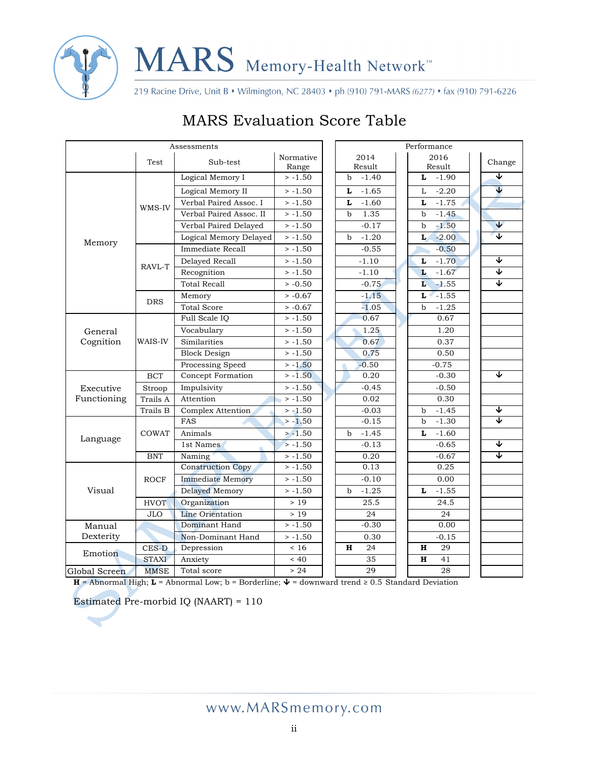# MARS Evaluation Score Table

| Assessments | | | | Performance | | |
|---|---|---|---|---|---|---|
| | Test | Sub-test | Normative Range | 2014 Result | 2016 Result | Change |
| Memory | WMS-IV | Logical Memory I | > -1.50 | b -1.40 | **L** -1.90 | ↓ |
| | | Logical Memory II | > -1.50 | **L** -1.65 | L -2.20 | ↓ |
| | | Verbal Paired Assoc. I | > -1.50 | **L** -1.60 | **L** -1.75 | |
| | | Verbal Paired Assoc. II | > -1.50 | b 1.35 | b -1.45 | |
| | | Verbal Paired Delayed | > -1.50 | -0.17 | b -1.50 | ↓ |
| | | Logical Memory Delayed | > -1.50 | b -1.20 | **L** -2.00 | ↓ |
| | RAVL-T | Immediate Recall | > -1.50 | -0.55 | -0.50 | |
| | | Delayed Recall | > -1.50 | -1.10 | **L** -1.70 | ↓ |
| | | Recognition | > -1.50 | -1.10 | **L** -1.67 | ↓ |
| | | Total Recall | > -0.50 | -0.75 | **L** -1.55 | ↓ |
| | DRS | Memory | > -0.67 | -1.15 | **L** -1.55 | |
| | | Total Score | > -0.67 | -1.05 | b -1.25 | |
| General Cognition | WAIS-IV | Full Scale IQ | > -1.50 | 0.67 | 0.67 | |
| | | Vocabulary | > -1.50 | 1.25 | 1.20 | |
| | | Similarities | > -1.50 | 0.67 | 0.37 | |
| | | Block Design | > -1.50 | 0.75 | 0.50 | |
| | | Processing Speed | > -1.50 | -0.50 | -0.75 | |
| Executive Functioning | BCT | Concept Formation | > -1.50 | 0.20 | -0.30 | ↓ |
| | Stroop | Impulsivity | > -1.50 | -0.45 | -0.50 | |
| | Trails A | Attention | > -1.50 | 0.02 | 0.30 | |
| | Trails B | Complex Attention | > -1.50 | -0.03 | b -1.45 | ↓ |
| Language | COWAT | FAS | > -1.50 | -0.15 | b -1.30 | ↓ |
| | | Animals | > -1.50 | b -1.45 | **L** -1.60 | |
| | | 1st Names | > -1.50 | -0.13 | -0.65 | ↓ |
| | BNT | Naming | > -1.50 | 0.20 | -0.67 | ↓ |
| Visual | ROCF | Construction Copy | > -1.50 | 0.13 | 0.25 | |
| | | Immediate Memory | > -1.50 | -0.10 | 0.00 | |
| | | Delayed Memory | > -1.50 | b -1.25 | **L** -1.55 | |
| | HVOT | Organization | > 19 | 25.5 | 24.5 | |
| | JLO | Line Orientation | > 19 | 24 | 24 | |
| Manual Dexterity | | Dominant Hand | > -1.50 | -0.30 | 0.00 | |
| | | Non-Dominant Hand | > -1.50 | 0.30 | -0.15 | |
| Emotion | CES-D | Depression | < 16 | **H** 24 | **H** 29 | |
| | STAXI | Anxiety | < 40 | 35 | **H** 41 | |
| Global Screen | MMSE | Total score | > 24 | 29 | 28 | |

**H** = Abnormal High; **L** = Abnormal Low; b = Borderline; ↓ = downward trend ≥ 0.5 Standard Deviation

Estimated Pre-morbid IQ (NAART) = 110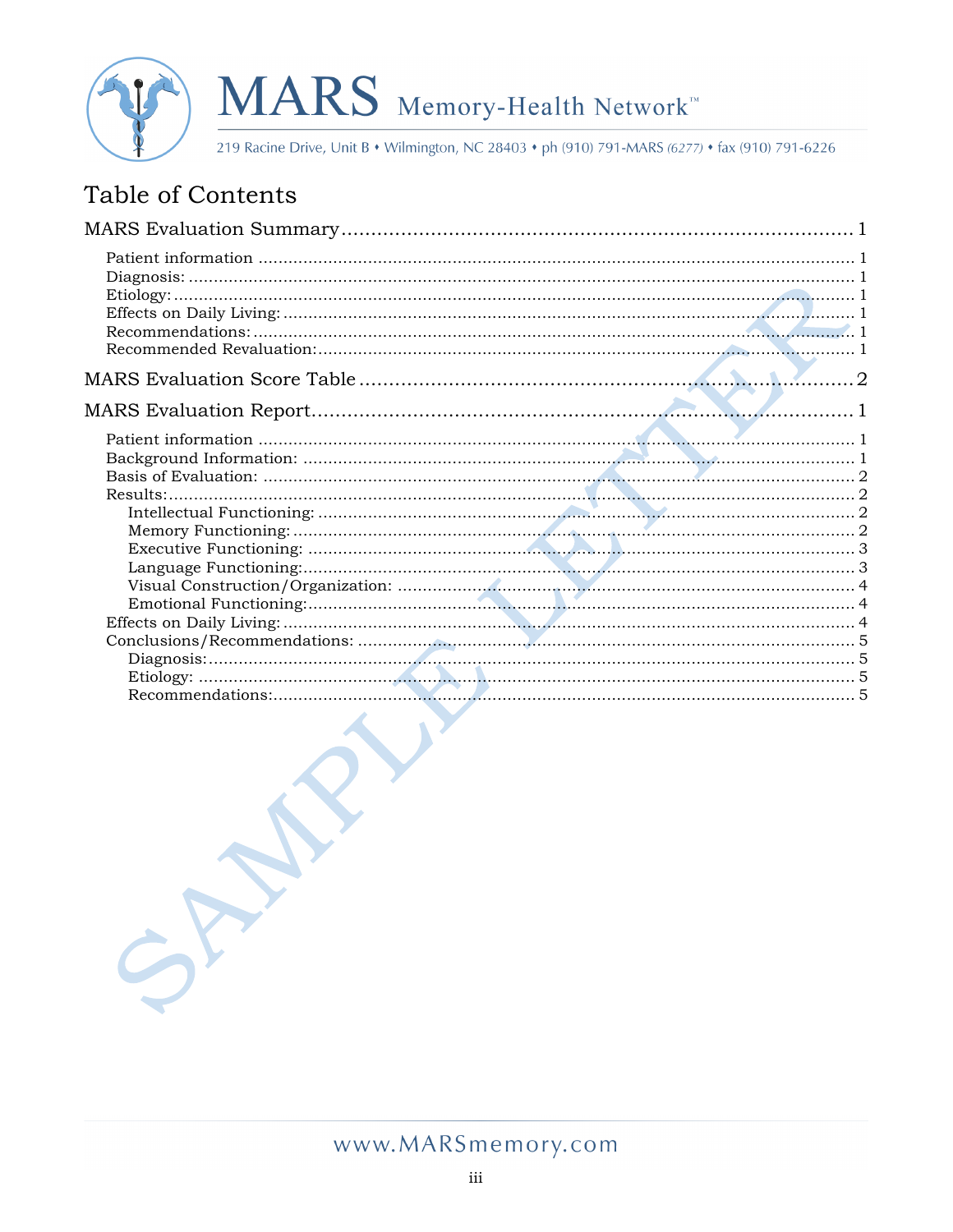# Table of Contents

MARS Evaluation Summary .......... 1

- Patient information .......... 1
- Diagnosis: .......... 1
- Etiology: .......... 1
- Effects on Daily Living: .......... 1
- Recommendations: .......... 1
- Recommended Revaluation: .......... 1

MARS Evaluation Score Table .......... 2

MARS Evaluation Report .......... 1

- Patient information .......... 1
- Background Information: .......... 1
- Basis of Evaluation: .......... 2
- Results: .......... 2
  - Intellectual Functioning: .......... 2
  - Memory Functioning: .......... 2
  - Executive Functioning: .......... 3
  - Language Functioning: .......... 3
  - Visual Construction/Organization: .......... 4
  - Emotional Functioning: .......... 4
- Effects on Daily Living: .......... 4
- Conclusions/Recommendations: .......... 5
  - Diagnosis: .......... 5
  - Etiology: .......... 5
  - Recommendations: .......... 5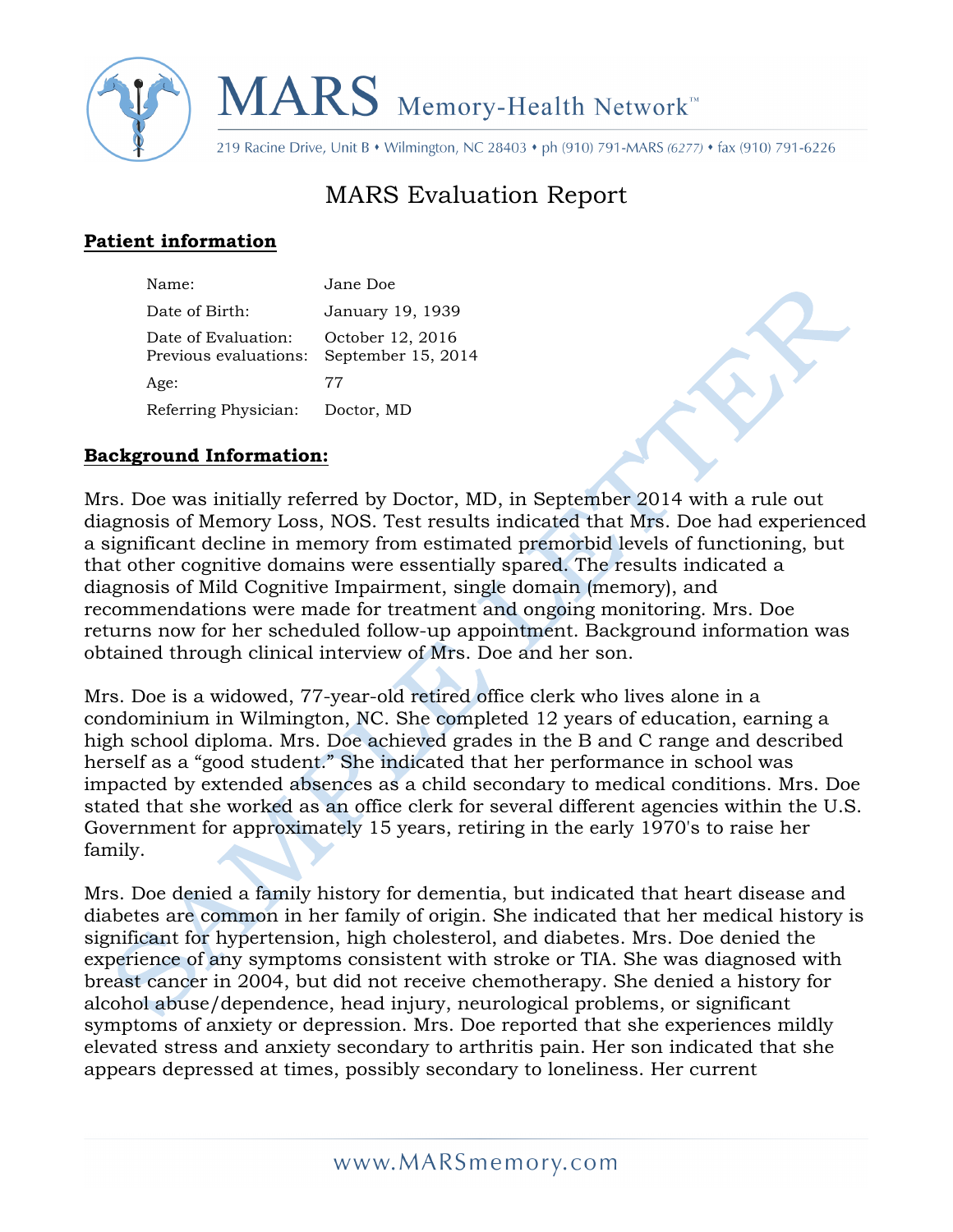# MARS Memory-Health Network™

219 Racine Drive, Unit B • Wilmington, NC 28403 • ph (910) 791-MARS *(6277)* • fax (910) 791-6226

## MARS Evaluation Report

**Patient information**

| | |
|---|---|
| Name: | Jane Doe |
| Date of Birth: | January 19, 1939 |
| Date of Evaluation: | October 12, 2016 |
| Previous evaluations: | September 15, 2014 |
| Age: | 77 |
| Referring Physician: | Doctor, MD |

**Background Information:**

Mrs. Doe was initially referred by Doctor, MD, in September 2014 with a rule out diagnosis of Memory Loss, NOS. Test results indicated that Mrs. Doe had experienced a significant decline in memory from estimated premorbid levels of functioning, but that other cognitive domains were essentially spared. The results indicated a diagnosis of Mild Cognitive Impairment, single domain (memory), and recommendations were made for treatment and ongoing monitoring. Mrs. Doe returns now for her scheduled follow-up appointment. Background information was obtained through clinical interview of Mrs. Doe and her son.

Mrs. Doe is a widowed, 77-year-old retired office clerk who lives alone in a condominium in Wilmington, NC. She completed 12 years of education, earning a high school diploma. Mrs. Doe achieved grades in the B and C range and described herself as a "good student." She indicated that her performance in school was impacted by extended absences as a child secondary to medical conditions. Mrs. Doe stated that she worked as an office clerk for several different agencies within the U.S. Government for approximately 15 years, retiring in the early 1970's to raise her family.

Mrs. Doe denied a family history for dementia, but indicated that heart disease and diabetes are common in her family of origin. She indicated that her medical history is significant for hypertension, high cholesterol, and diabetes. Mrs. Doe denied the experience of any symptoms consistent with stroke or TIA. She was diagnosed with breast cancer in 2004, but did not receive chemotherapy. She denied a history for alcohol abuse/dependence, head injury, neurological problems, or significant symptoms of anxiety or depression. Mrs. Doe reported that she experiences mildly elevated stress and anxiety secondary to arthritis pain. Her son indicated that she appears depressed at times, possibly secondary to loneliness. Her current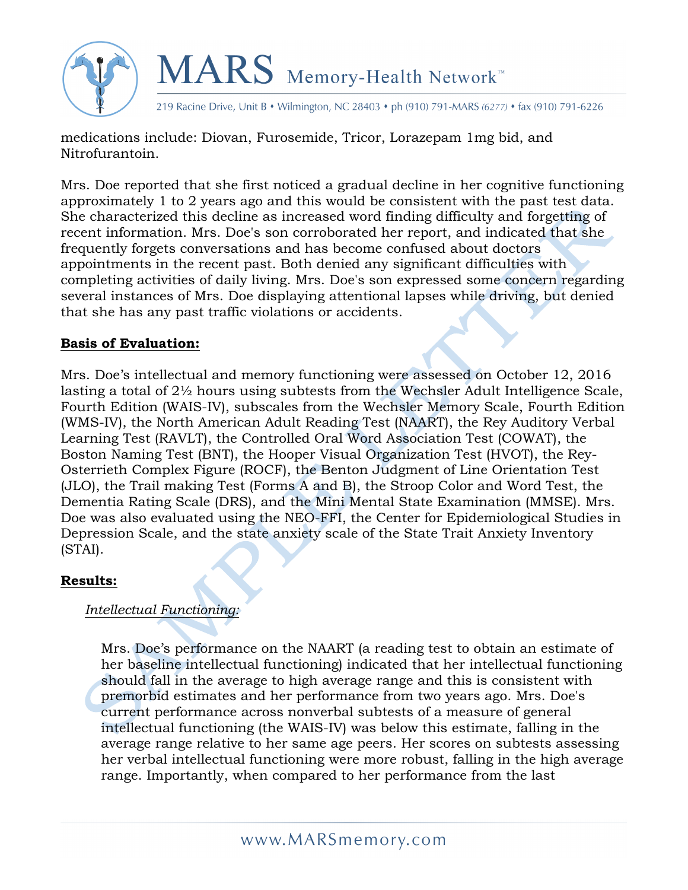medications include: Diovan, Furosemide, Tricor, Lorazepam 1mg bid, and Nitrofurantoin.

Mrs. Doe reported that she first noticed a gradual decline in her cognitive functioning approximately 1 to 2 years ago and this would be consistent with the past test data. She characterized this decline as increased word finding difficulty and forgetting of recent information. Mrs. Doe's son corroborated her report, and indicated that she frequently forgets conversations and has become confused about doctors appointments in the recent past. Both denied any significant difficulties with completing activities of daily living. Mrs. Doe's son expressed some concern regarding several instances of Mrs. Doe displaying attentional lapses while driving, but denied that she has any past traffic violations or accidents.

**Basis of Evaluation:**

Mrs. Doe's intellectual and memory functioning were assessed on October 12, 2016 lasting a total of 2½ hours using subtests from the Wechsler Adult Intelligence Scale, Fourth Edition (WAIS-IV), subscales from the Wechsler Memory Scale, Fourth Edition (WMS-IV), the North American Adult Reading Test (NAART), the Rey Auditory Verbal Learning Test (RAVLT), the Controlled Oral Word Association Test (COWAT), the Boston Naming Test (BNT), the Hooper Visual Organization Test (HVOT), the Rey-Osterrieth Complex Figure (ROCF), the Benton Judgment of Line Orientation Test (JLO), the Trail making Test (Forms A and B), the Stroop Color and Word Test, the Dementia Rating Scale (DRS), and the Mini Mental State Examination (MMSE). Mrs. Doe was also evaluated using the NEO-FFI, the Center for Epidemiological Studies in Depression Scale, and the state anxiety scale of the State Trait Anxiety Inventory (STAI).

**Results:**

*Intellectual Functioning:*

Mrs. Doe's performance on the NAART (a reading test to obtain an estimate of her baseline intellectual functioning) indicated that her intellectual functioning should fall in the average to high average range and this is consistent with premorbid estimates and her performance from two years ago. Mrs. Doe's current performance across nonverbal subtests of a measure of general intellectual functioning (the WAIS-IV) was below this estimate, falling in the average range relative to her same age peers. Her scores on subtests assessing her verbal intellectual functioning were more robust, falling in the high average range. Importantly, when compared to her performance from the last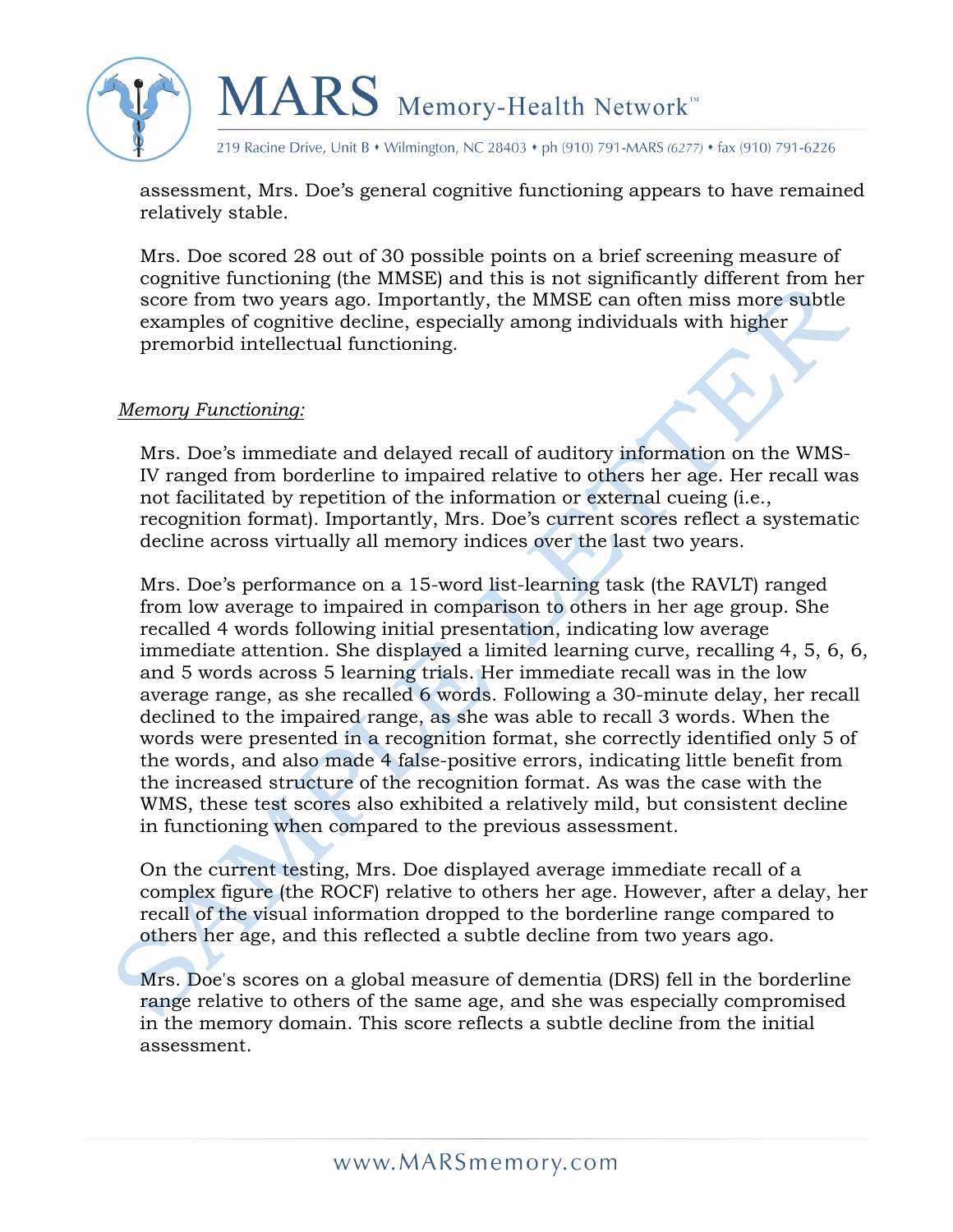assessment, Mrs. Doe's general cognitive functioning appears to have remained relatively stable.

Mrs. Doe scored 28 out of 30 possible points on a brief screening measure of cognitive functioning (the MMSE) and this is not significantly different from her score from two years ago. Importantly, the MMSE can often miss more subtle examples of cognitive decline, especially among individuals with higher premorbid intellectual functioning.

*Memory Functioning:*

Mrs. Doe's immediate and delayed recall of auditory information on the WMS-IV ranged from borderline to impaired relative to others her age. Her recall was not facilitated by repetition of the information or external cueing (i.e., recognition format). Importantly, Mrs. Doe's current scores reflect a systematic decline across virtually all memory indices over the last two years.

Mrs. Doe's performance on a 15-word list-learning task (the RAVLT) ranged from low average to impaired in comparison to others in her age group. She recalled 4 words following initial presentation, indicating low average immediate attention. She displayed a limited learning curve, recalling 4, 5, 6, 6, and 5 words across 5 learning trials. Her immediate recall was in the low average range, as she recalled 6 words. Following a 30-minute delay, her recall declined to the impaired range, as she was able to recall 3 words. When the words were presented in a recognition format, she correctly identified only 5 of the words, and also made 4 false-positive errors, indicating little benefit from the increased structure of the recognition format. As was the case with the WMS, these test scores also exhibited a relatively mild, but consistent decline in functioning when compared to the previous assessment.

On the current testing, Mrs. Doe displayed average immediate recall of a complex figure (the ROCF) relative to others her age. However, after a delay, her recall of the visual information dropped to the borderline range compared to others her age, and this reflected a subtle decline from two years ago.

Mrs. Doe's scores on a global measure of dementia (DRS) fell in the borderline range relative to others of the same age, and she was especially compromised in the memory domain. This score reflects a subtle decline from the initial assessment.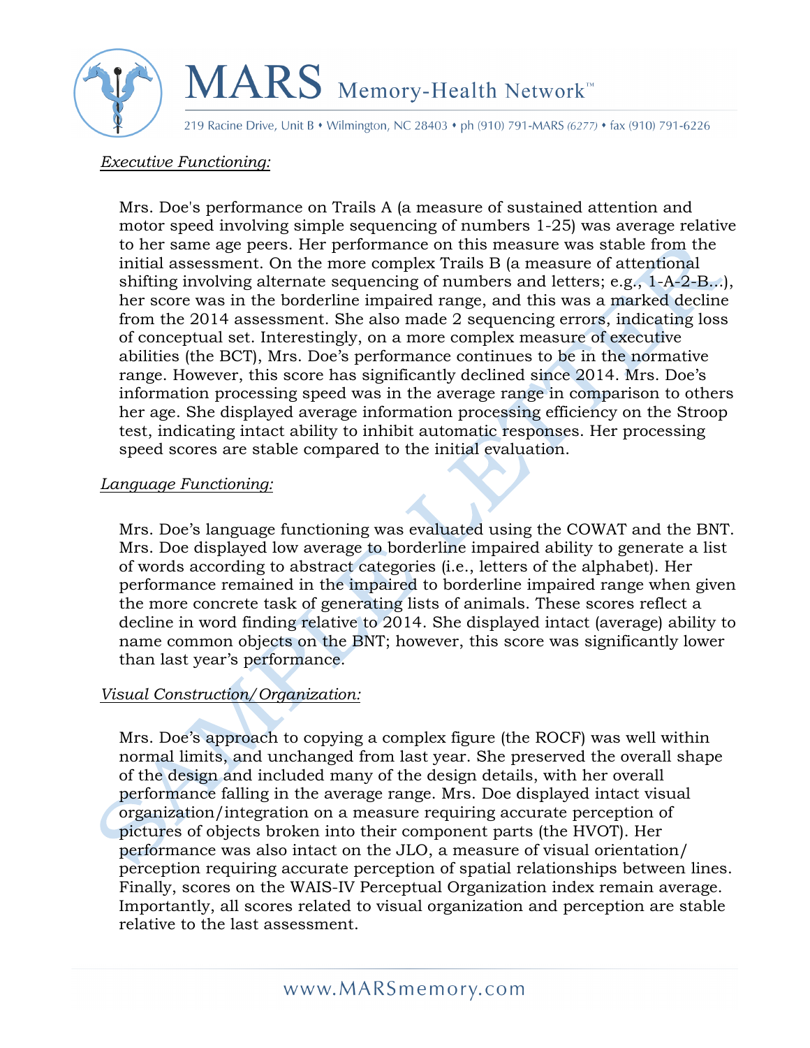*Executive Functioning:*

Mrs. Doe's performance on Trails A (a measure of sustained attention and motor speed involving simple sequencing of numbers 1-25) was average relative to her same age peers. Her performance on this measure was stable from the initial assessment. On the more complex Trails B (a measure of attentional shifting involving alternate sequencing of numbers and letters; e.g., 1-A-2-B...), her score was in the borderline impaired range, and this was a marked decline from the 2014 assessment. She also made 2 sequencing errors, indicating loss of conceptual set. Interestingly, on a more complex measure of executive abilities (the BCT), Mrs. Doe's performance continues to be in the normative range. However, this score has significantly declined since 2014. Mrs. Doe's information processing speed was in the average range in comparison to others her age. She displayed average information processing efficiency on the Stroop test, indicating intact ability to inhibit automatic responses. Her processing speed scores are stable compared to the initial evaluation.

*Language Functioning:*

Mrs. Doe's language functioning was evaluated using the COWAT and the BNT. Mrs. Doe displayed low average to borderline impaired ability to generate a list of words according to abstract categories (i.e., letters of the alphabet). Her performance remained in the impaired to borderline impaired range when given the more concrete task of generating lists of animals. These scores reflect a decline in word finding relative to 2014. She displayed intact (average) ability to name common objects on the BNT; however, this score was significantly lower than last year's performance.

*Visual Construction/Organization:*

Mrs. Doe's approach to copying a complex figure (the ROCF) was well within normal limits, and unchanged from last year. She preserved the overall shape of the design and included many of the design details, with her overall performance falling in the average range. Mrs. Doe displayed intact visual organization/integration on a measure requiring accurate perception of pictures of objects broken into their component parts (the HVOT). Her performance was also intact on the JLO, a measure of visual orientation/perception requiring accurate perception of spatial relationships between lines. Finally, scores on the WAIS-IV Perceptual Organization index remain average. Importantly, all scores related to visual organization and perception are stable relative to the last assessment.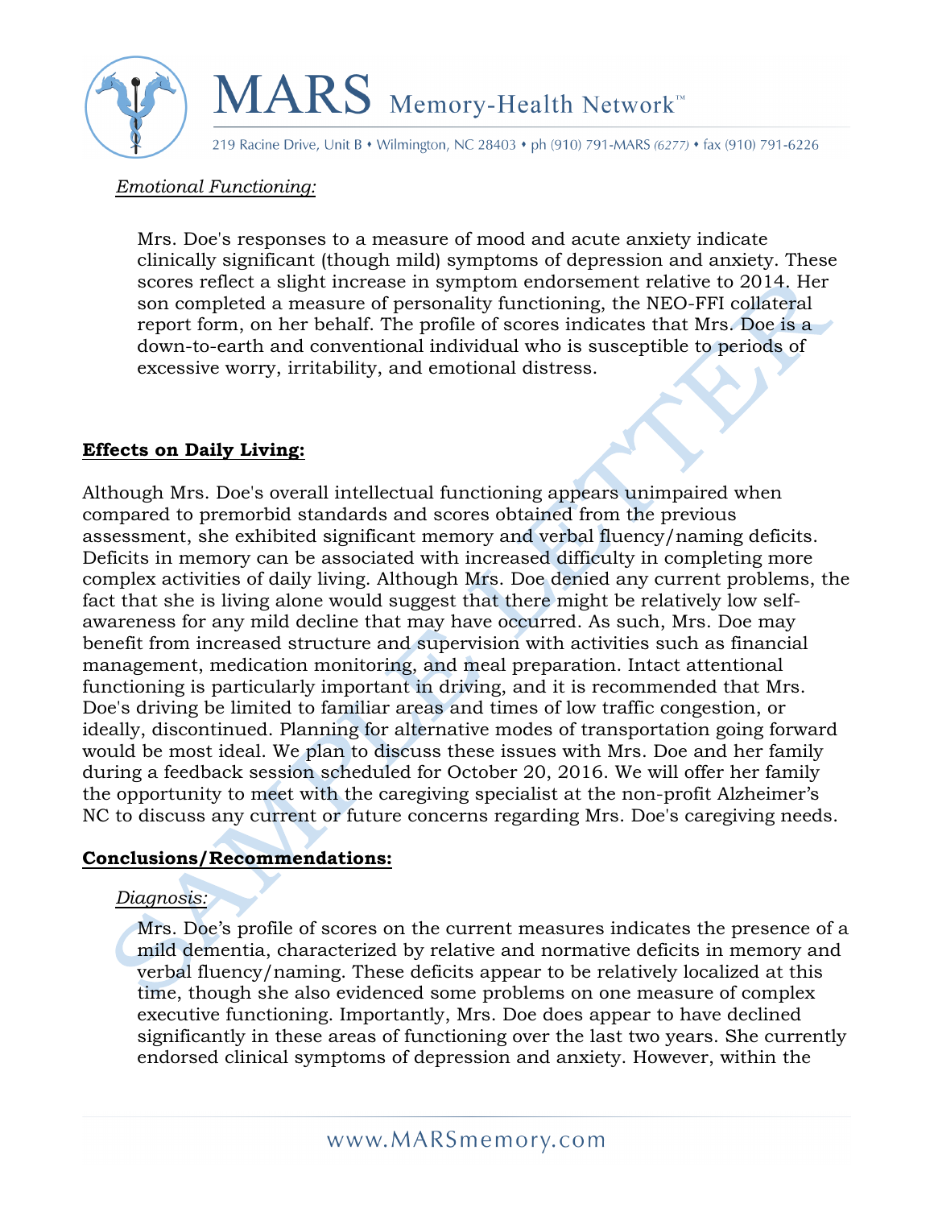*Emotional Functioning:*

Mrs. Doe's responses to a measure of mood and acute anxiety indicate clinically significant (though mild) symptoms of depression and anxiety. These scores reflect a slight increase in symptom endorsement relative to 2014. Her son completed a measure of personality functioning, the NEO-FFI collateral report form, on her behalf. The profile of scores indicates that Mrs. Doe is a down-to-earth and conventional individual who is susceptible to periods of excessive worry, irritability, and emotional distress.

## Effects on Daily Living:

Although Mrs. Doe's overall intellectual functioning appears unimpaired when compared to premorbid standards and scores obtained from the previous assessment, she exhibited significant memory and verbal fluency/naming deficits. Deficits in memory can be associated with increased difficulty in completing more complex activities of daily living. Although Mrs. Doe denied any current problems, the fact that she is living alone would suggest that there might be relatively low self-awareness for any mild decline that may have occurred. As such, Mrs. Doe may benefit from increased structure and supervision with activities such as financial management, medication monitoring, and meal preparation. Intact attentional functioning is particularly important in driving, and it is recommended that Mrs. Doe's driving be limited to familiar areas and times of low traffic congestion, or ideally, discontinued. Planning for alternative modes of transportation going forward would be most ideal. We plan to discuss these issues with Mrs. Doe and her family during a feedback session scheduled for October 20, 2016. We will offer her family the opportunity to meet with the caregiving specialist at the non-profit Alzheimer's NC to discuss any current or future concerns regarding Mrs. Doe's caregiving needs.

## Conclusions/Recommendations:

*Diagnosis:*

Mrs. Doe's profile of scores on the current measures indicates the presence of a mild dementia, characterized by relative and normative deficits in memory and verbal fluency/naming. These deficits appear to be relatively localized at this time, though she also evidenced some problems on one measure of complex executive functioning. Importantly, Mrs. Doe does appear to have declined significantly in these areas of functioning over the last two years. She currently endorsed clinical symptoms of depression and anxiety. However, within the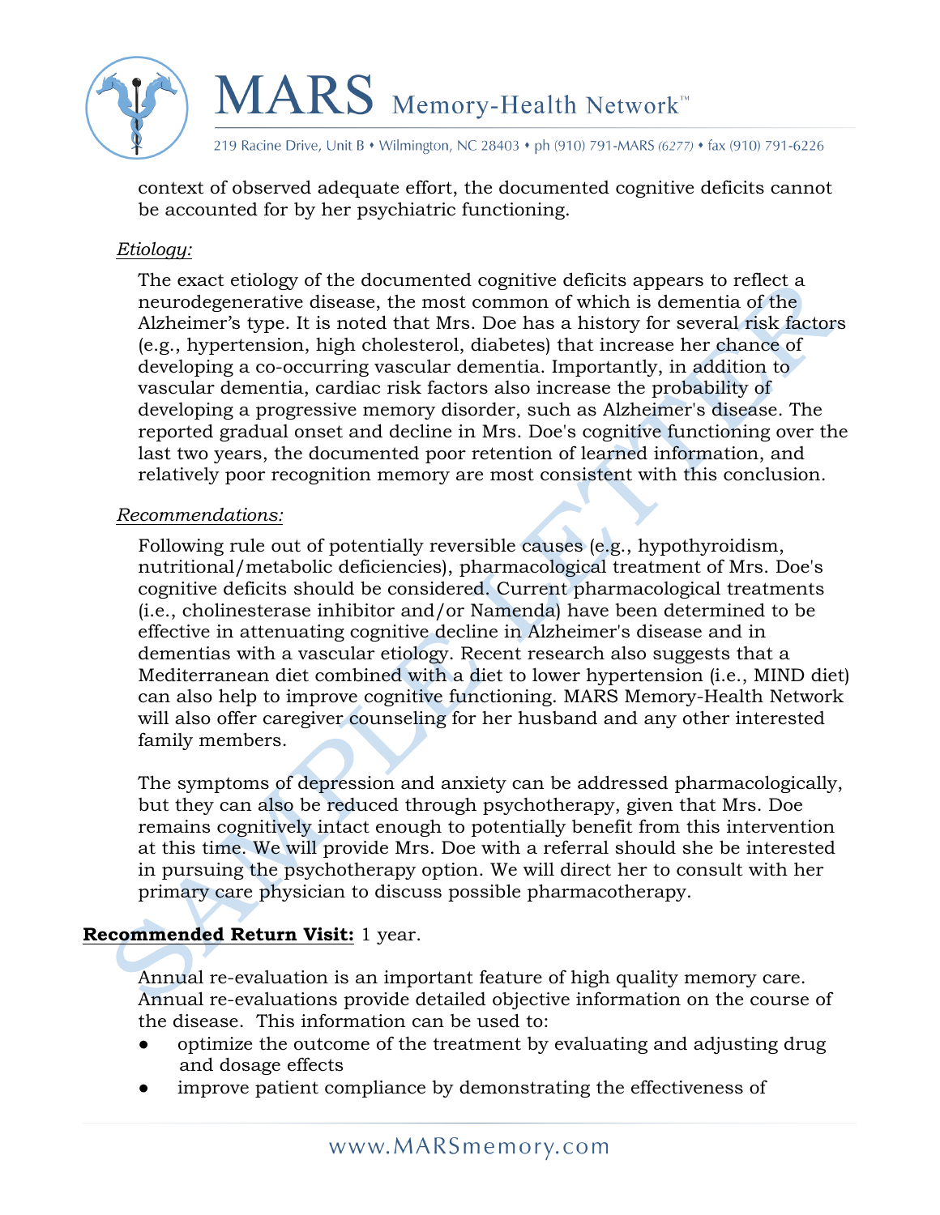context of observed adequate effort, the documented cognitive deficits cannot be accounted for by her psychiatric functioning.

*Etiology:*

The exact etiology of the documented cognitive deficits appears to reflect a neurodegenerative disease, the most common of which is dementia of the Alzheimer's type. It is noted that Mrs. Doe has a history for several risk factors (e.g., hypertension, high cholesterol, diabetes) that increase her chance of developing a co-occurring vascular dementia. Importantly, in addition to vascular dementia, cardiac risk factors also increase the probability of developing a progressive memory disorder, such as Alzheimer's disease. The reported gradual onset and decline in Mrs. Doe's cognitive functioning over the last two years, the documented poor retention of learned information, and relatively poor recognition memory are most consistent with this conclusion.

*Recommendations:*

Following rule out of potentially reversible causes (e.g., hypothyroidism, nutritional/metabolic deficiencies), pharmacological treatment of Mrs. Doe's cognitive deficits should be considered. Current pharmacological treatments (i.e., cholinesterase inhibitor and/or Namenda) have been determined to be effective in attenuating cognitive decline in Alzheimer's disease and in dementias with a vascular etiology. Recent research also suggests that a Mediterranean diet combined with a diet to lower hypertension (i.e., MIND diet) can also help to improve cognitive functioning. MARS Memory-Health Network will also offer caregiver counseling for her husband and any other interested family members.

The symptoms of depression and anxiety can be addressed pharmacologically, but they can also be reduced through psychotherapy, given that Mrs. Doe remains cognitively intact enough to potentially benefit from this intervention at this time. We will provide Mrs. Doe with a referral should she be interested in pursuing the psychotherapy option. We will direct her to consult with her primary care physician to discuss possible pharmacotherapy.

**Recommended Return Visit:** 1 year.

Annual re-evaluation is an important feature of high quality memory care. Annual re-evaluations provide detailed objective information on the course of the disease. This information can be used to:

- optimize the outcome of the treatment by evaluating and adjusting drug and dosage effects
- improve patient compliance by demonstrating the effectiveness of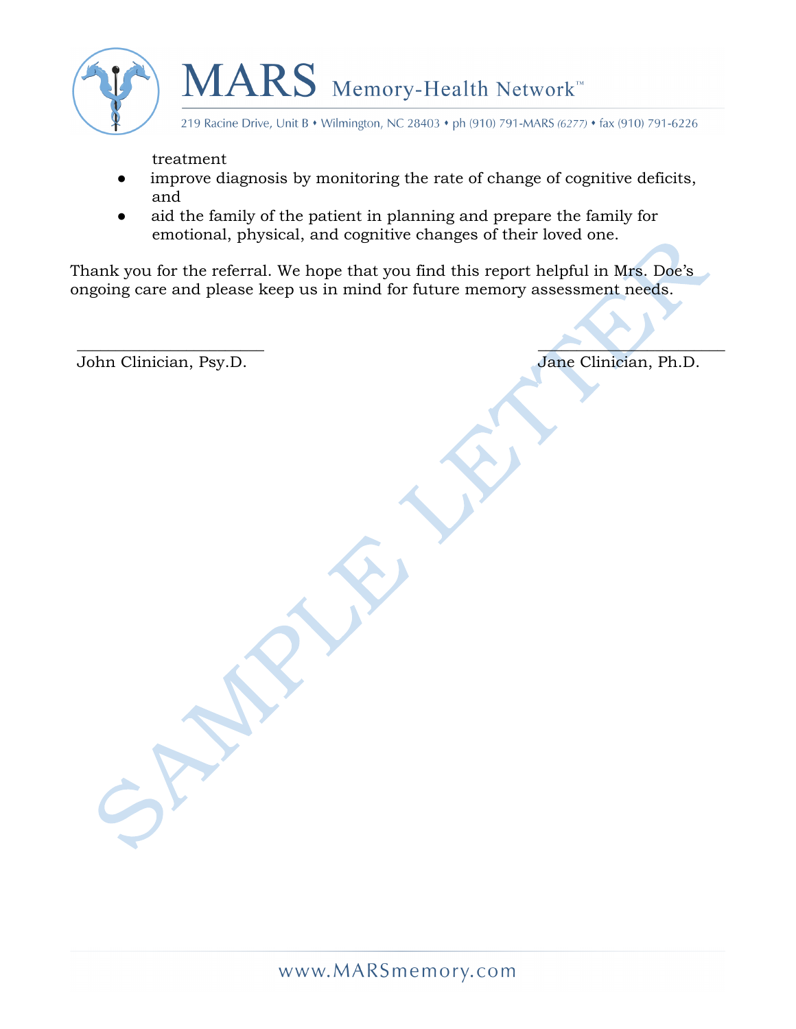treatment

- improve diagnosis by monitoring the rate of change of cognitive deficits, and
- aid the family of the patient in planning and prepare the family for emotional, physical, and cognitive changes of their loved one.

Thank you for the referral. We hope that you find this report helpful in Mrs. Doe's ongoing care and please keep us in mind for future memory assessment needs.

______________________
John Clinician, Psy.D.

______________________
Jane Clinician, Ph.D.